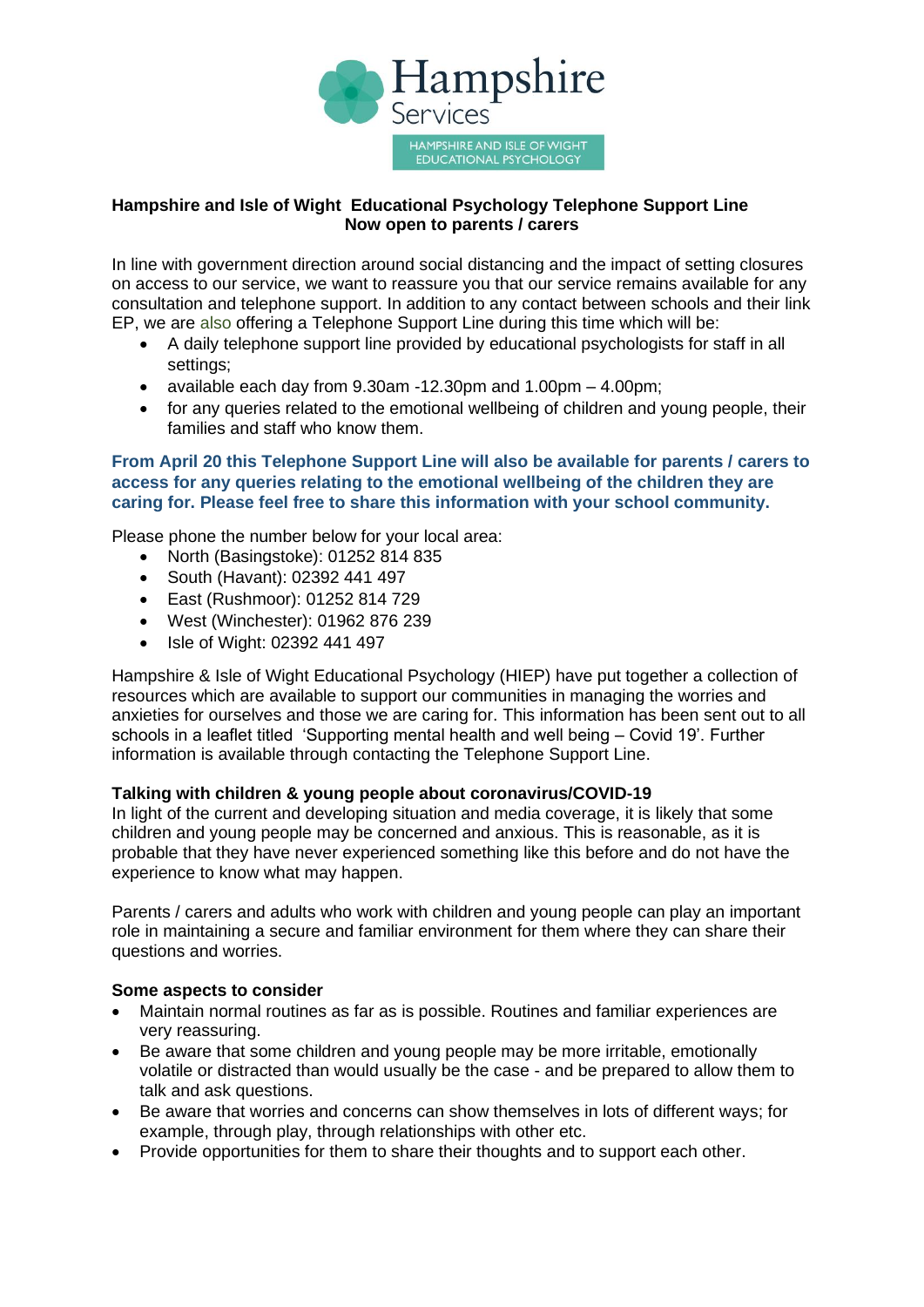Hampshire Services

HAMPSHIRE AND ISLE OF WIGHT EDUCATIONAL PSYCHOLOGY

**Hampshire and Isle of Wight Educational Psychology Telephone Support Line**
**Now open to parents / carers**

In line with government direction around social distancing and the impact of setting closures on access to our service, we want to reassure you that our service remains available for any consultation and telephone support. In addition to any contact between schools and their link EP, we are also offering a Telephone Support Line during this time which will be:

- A daily telephone support line provided by educational psychologists for staff in all settings;
- available each day from 9.30am -12.30pm and 1.00pm – 4.00pm;
- for any queries related to the emotional wellbeing of children and young people, their families and staff who know them.

**From April 20 this Telephone Support Line will also be available for parents / carers to access for any queries relating to the emotional wellbeing of the children they are caring for. Please feel free to share this information with your school community.**

Please phone the number below for your local area:

- North (Basingstoke): 01252 814 835
- South (Havant): 02392 441 497
- East (Rushmoor): 01252 814 729
- West (Winchester): 01962 876 239
- Isle of Wight: 02392 441 497

Hampshire & Isle of Wight Educational Psychology (HIEP) have put together a collection of resources which are available to support our communities in managing the worries and anxieties for ourselves and those we are caring for. This information has been sent out to all schools in a leaflet titled 'Supporting mental health and well being – Covid 19'. Further information is available through contacting the Telephone Support Line.

**Talking with children & young people about coronavirus/COVID-19**

In light of the current and developing situation and media coverage, it is likely that some children and young people may be concerned and anxious. This is reasonable, as it is probable that they have never experienced something like this before and do not have the experience to know what may happen.

Parents / carers and adults who work with children and young people can play an important role in maintaining a secure and familiar environment for them where they can share their questions and worries.

**Some aspects to consider**

- Maintain normal routines as far as is possible. Routines and familiar experiences are very reassuring.
- Be aware that some children and young people may be more irritable, emotionally volatile or distracted than would usually be the case - and be prepared to allow them to talk and ask questions.
- Be aware that worries and concerns can show themselves in lots of different ways; for example, through play, through relationships with other etc.
- Provide opportunities for them to share their thoughts and to support each other.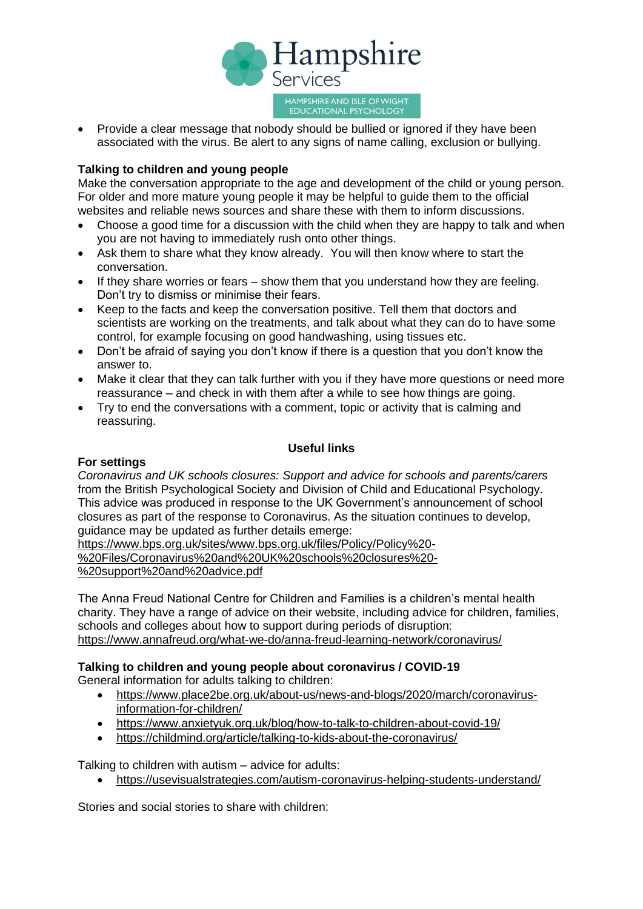- Provide a clear message that nobody should be bullied or ignored if they have been associated with the virus. Be alert to any signs of name calling, exclusion or bullying.

**Talking to children and young people**

Make the conversation appropriate to the age and development of the child or young person. For older and more mature young people it may be helpful to guide them to the official websites and reliable news sources and share these with them to inform discussions.

- Choose a good time for a discussion with the child when they are happy to talk and when you are not having to immediately rush onto other things.
- Ask them to share what they know already. You will then know where to start the conversation.
- If they share worries or fears – show them that you understand how they are feeling. Don't try to dismiss or minimise their fears.
- Keep to the facts and keep the conversation positive. Tell them that doctors and scientists are working on the treatments, and talk about what they can do to have some control, for example focusing on good handwashing, using tissues etc.
- Don't be afraid of saying you don't know if there is a question that you don't know the answer to.
- Make it clear that they can talk further with you if they have more questions or need more reassurance – and check in with them after a while to see how things are going.
- Try to end the conversations with a comment, topic or activity that is calming and reassuring.

**Useful links**

**For settings**

*Coronavirus and UK schools closures: Support and advice for schools and parents/carers* from the British Psychological Society and Division of Child and Educational Psychology. This advice was produced in response to the UK Government's announcement of school closures as part of the response to Coronavirus. As the situation continues to develop, guidance may be updated as further details emerge:
https://www.bps.org.uk/sites/www.bps.org.uk/files/Policy/Policy%20-%20Files/Coronavirus%20and%20UK%20schools%20closures%20-%20support%20and%20advice.pdf

The Anna Freud National Centre for Children and Families is a children's mental health charity. They have a range of advice on their website, including advice for children, families, schools and colleges about how to support during periods of disruption:
https://www.annafreud.org/what-we-do/anna-freud-learning-network/coronavirus/

**Talking to children and young people about coronavirus / COVID-19**

General information for adults talking to children:

- https://www.place2be.org.uk/about-us/news-and-blogs/2020/march/coronavirus-information-for-children/
- https://www.anxietyuk.org.uk/blog/how-to-talk-to-children-about-covid-19/
- https://childmind.org/article/talking-to-kids-about-the-coronavirus/

Talking to children with autism – advice for adults:

- https://usevisualstrategies.com/autism-coronavirus-helping-students-understand/

Stories and social stories to share with children: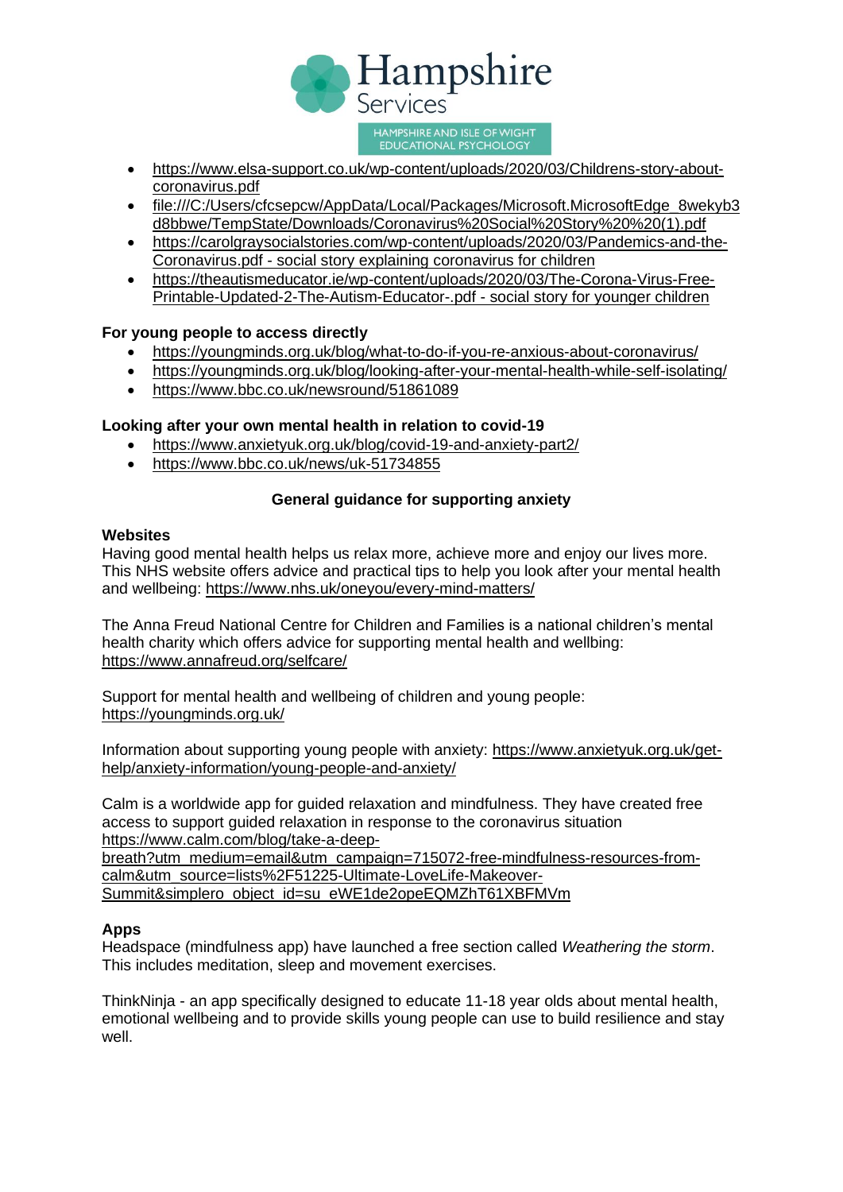- https://www.elsa-support.co.uk/wp-content/uploads/2020/03/Childrens-story-about-coronavirus.pdf
- file:///C:/Users/cfcsepcw/AppData/Local/Packages/Microsoft.MicrosoftEdge_8wekyb3d8bbwe/TempState/Downloads/Coronavirus%20Social%20Story%20%20(1).pdf
- https://carolgraysocialstories.com/wp-content/uploads/2020/03/Pandemics-and-the-Coronavirus.pdf - social story explaining coronavirus for children
- https://theautismeducator.ie/wp-content/uploads/2020/03/The-Corona-Virus-Free-Printable-Updated-2-The-Autism-Educator-.pdf - social story for younger children

**For young people to access directly**

- https://youngminds.org.uk/blog/what-to-do-if-you-re-anxious-about-coronavirus/
- https://youngminds.org.uk/blog/looking-after-your-mental-health-while-self-isolating/
- https://www.bbc.co.uk/newsround/51861089

**Looking after your own mental health in relation to covid-19**

- https://www.anxietyuk.org.uk/blog/covid-19-and-anxiety-part2/
- https://www.bbc.co.uk/news/uk-51734855

## General guidance for supporting anxiety

**Websites**

Having good mental health helps us relax more, achieve more and enjoy our lives more. This NHS website offers advice and practical tips to help you look after your mental health and wellbeing: https://www.nhs.uk/oneyou/every-mind-matters/

The Anna Freud National Centre for Children and Families is a national children's mental health charity which offers advice for supporting mental health and wellbing: https://www.annafreud.org/selfcare/

Support for mental health and wellbeing of children and young people: https://youngminds.org.uk/

Information about supporting young people with anxiety: https://www.anxietyuk.org.uk/get-help/anxiety-information/young-people-and-anxiety/

Calm is a worldwide app for guided relaxation and mindfulness. They have created free access to support guided relaxation in response to the coronavirus situation https://www.calm.com/blog/take-a-deep-breath?utm_medium=email&utm_campaign=715072-free-mindfulness-resources-from-calm&utm_source=lists%2F51225-Ultimate-LoveLife-Makeover-Summit&simplero_object_id=su_eWE1de2opeEQMZhT61XBFMVm

**Apps**

Headspace (mindfulness app) have launched a free section called *Weathering the storm*. This includes meditation, sleep and movement exercises.

ThinkNinja - an app specifically designed to educate 11-18 year olds about mental health, emotional wellbeing and to provide skills young people can use to build resilience and stay well.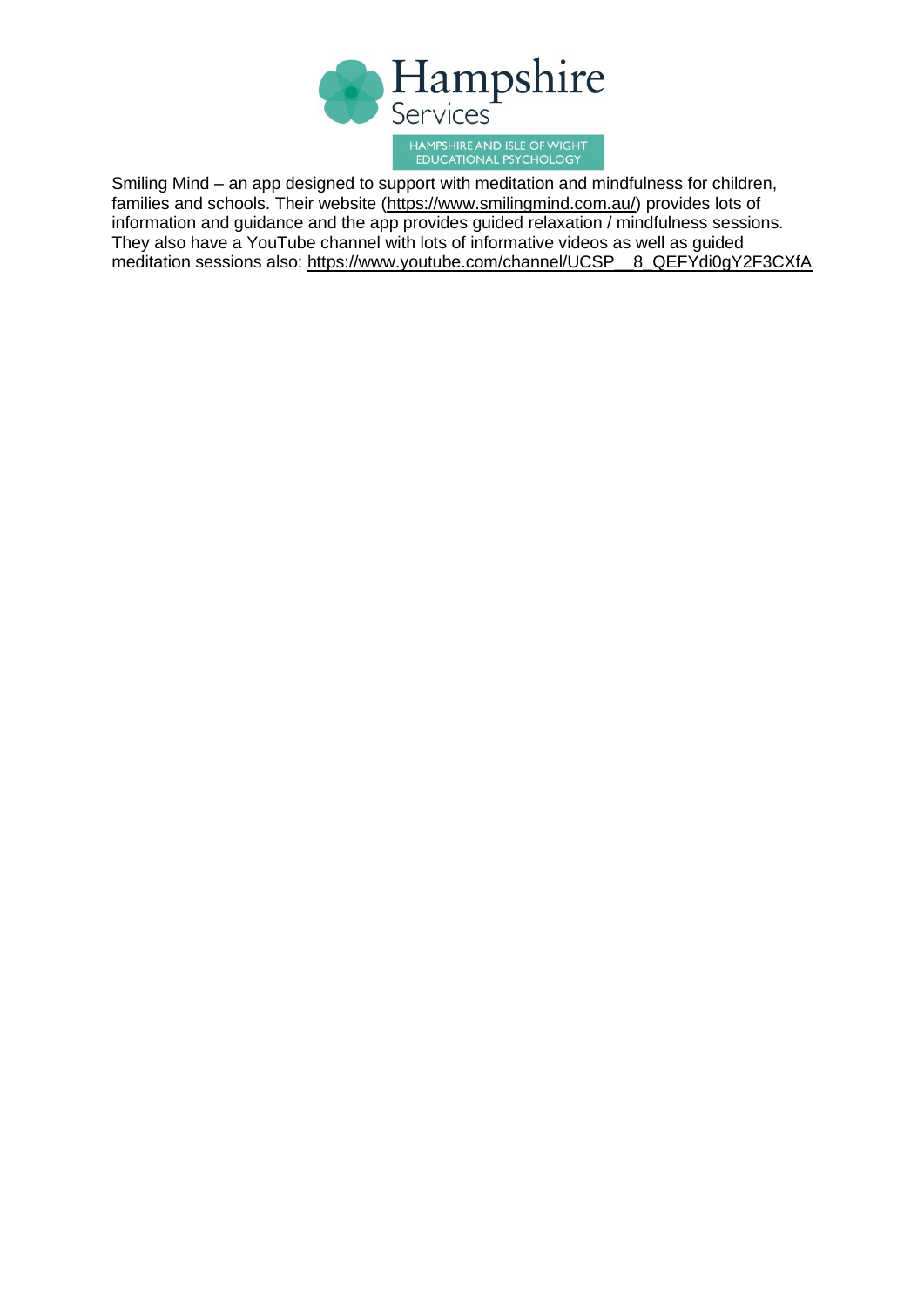Smiling Mind – an app designed to support with meditation and mindfulness for children, families and schools. Their website (https://www.smilingmind.com.au/) provides lots of information and guidance and the app provides guided relaxation / mindfulness sessions. They also have a YouTube channel with lots of informative videos as well as guided meditation sessions also: https://www.youtube.com/channel/UCSP__8_QEFYdi0gY2F3CXfA